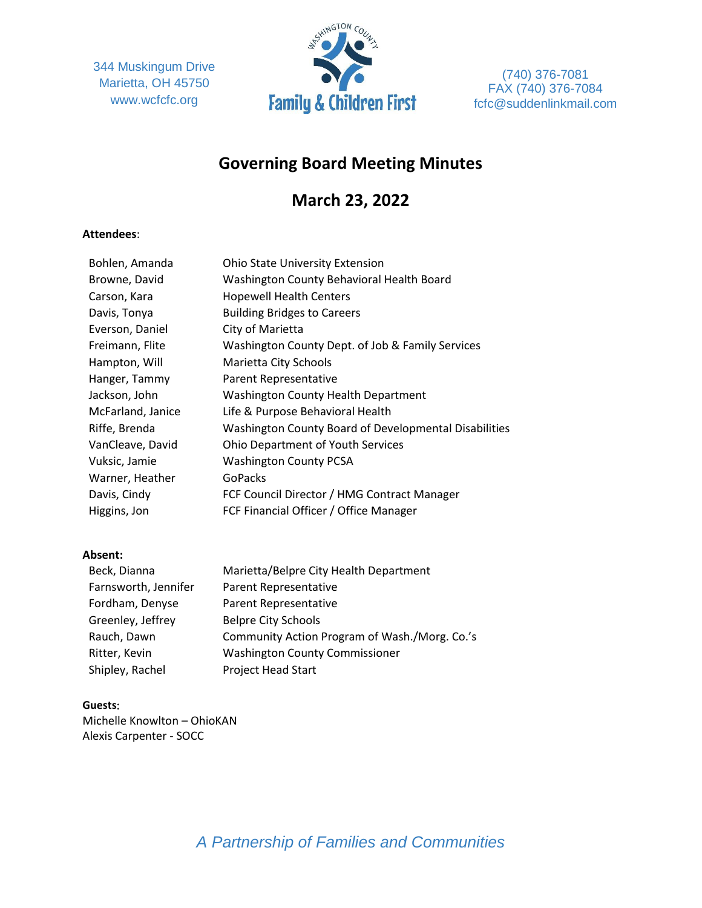344 Muskingum Drive
Marietta, OH 45750
www.wcfcfc.org

Washington County
**Family & Children First**

(740) 376-7081
FAX (740) 376-7084
fcfc@suddenlinkmail.com

# Governing Board Meeting Minutes

## March 23, 2022

**Attendees**:

| | |
|---|---|
| Bohlen, Amanda | Ohio State University Extension |
| Browne, David | Washington County Behavioral Health Board |
| Carson, Kara | Hopewell Health Centers |
| Davis, Tonya | Building Bridges to Careers |
| Everson, Daniel | City of Marietta |
| Freimann, Flite | Washington County Dept. of Job & Family Services |
| Hampton, Will | Marietta City Schools |
| Hanger, Tammy | Parent Representative |
| Jackson, John | Washington County Health Department |
| McFarland, Janice | Life & Purpose Behavioral Health |
| Riffe, Brenda | Washington County Board of Developmental Disabilities |
| VanCleave, David | Ohio Department of Youth Services |
| Vuksic, Jamie | Washington County PCSA |
| Warner, Heather | GoPacks |
| Davis, Cindy | FCF Council Director / HMG Contract Manager |
| Higgins, Jon | FCF Financial Officer / Office Manager |

**Absent:**

| | |
|---|---|
| Beck, Dianna | Marietta/Belpre City Health Department |
| Farnsworth, Jennifer | Parent Representative |
| Fordham, Denyse | Parent Representative |
| Greenley, Jeffrey | Belpre City Schools |
| Rauch, Dawn | Community Action Program of Wash./Morg. Co.'s |
| Ritter, Kevin | Washington County Commissioner |
| Shipley, Rachel | Project Head Start |

**Guests**:
Michelle Knowlton – OhioKAN
Alexis Carpenter - SOCC

*A Partnership of Families and Communities*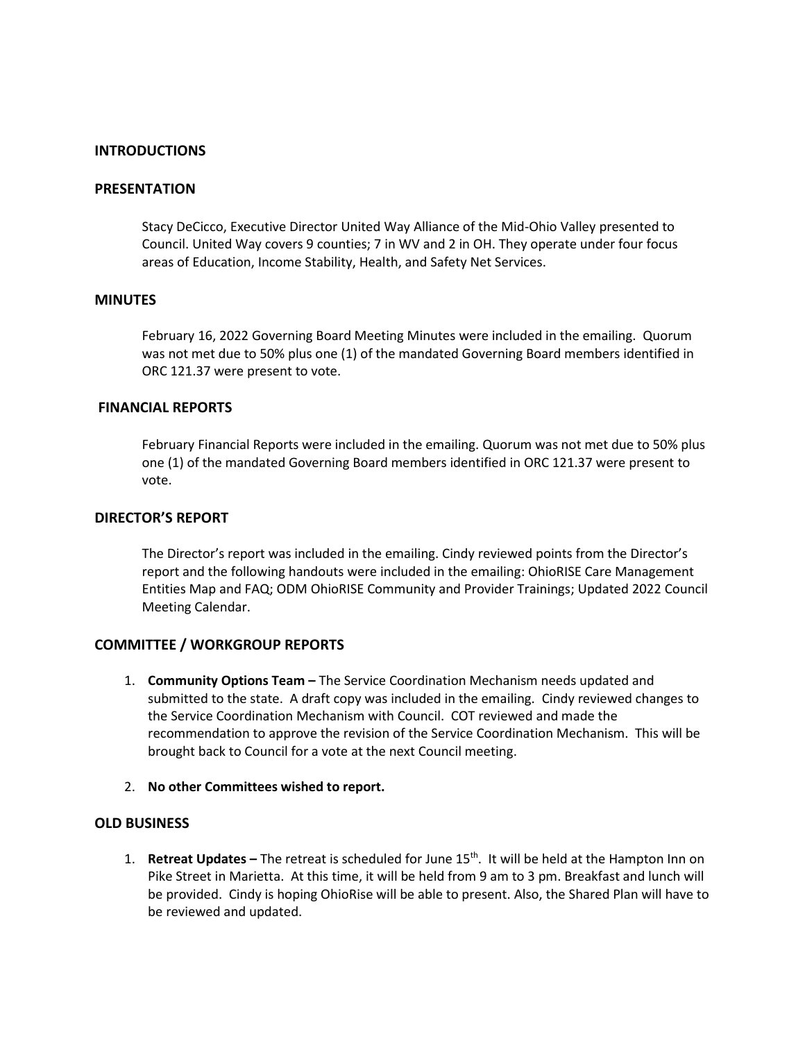## INTRODUCTIONS

## PRESENTATION

Stacy DeCicco, Executive Director United Way Alliance of the Mid-Ohio Valley presented to Council. United Way covers 9 counties; 7 in WV and 2 in OH. They operate under four focus areas of Education, Income Stability, Health, and Safety Net Services.

## MINUTES

February 16, 2022 Governing Board Meeting Minutes were included in the emailing. Quorum was not met due to 50% plus one (1) of the mandated Governing Board members identified in ORC 121.37 were present to vote.

## FINANCIAL REPORTS

February Financial Reports were included in the emailing. Quorum was not met due to 50% plus one (1) of the mandated Governing Board members identified in ORC 121.37 were present to vote.

## DIRECTOR'S REPORT

The Director's report was included in the emailing. Cindy reviewed points from the Director's report and the following handouts were included in the emailing: OhioRISE Care Management Entities Map and FAQ; ODM OhioRISE Community and Provider Trainings; Updated 2022 Council Meeting Calendar.

## COMMITTEE / WORKGROUP REPORTS

1. **Community Options Team –** The Service Coordination Mechanism needs updated and submitted to the state. A draft copy was included in the emailing. Cindy reviewed changes to the Service Coordination Mechanism with Council. COT reviewed and made the recommendation to approve the revision of the Service Coordination Mechanism. This will be brought back to Council for a vote at the next Council meeting.

2. **No other Committees wished to report.**

## OLD BUSINESS

1. **Retreat Updates –** The retreat is scheduled for June 15th. It will be held at the Hampton Inn on Pike Street in Marietta. At this time, it will be held from 9 am to 3 pm. Breakfast and lunch will be provided. Cindy is hoping OhioRise will be able to present. Also, the Shared Plan will have to be reviewed and updated.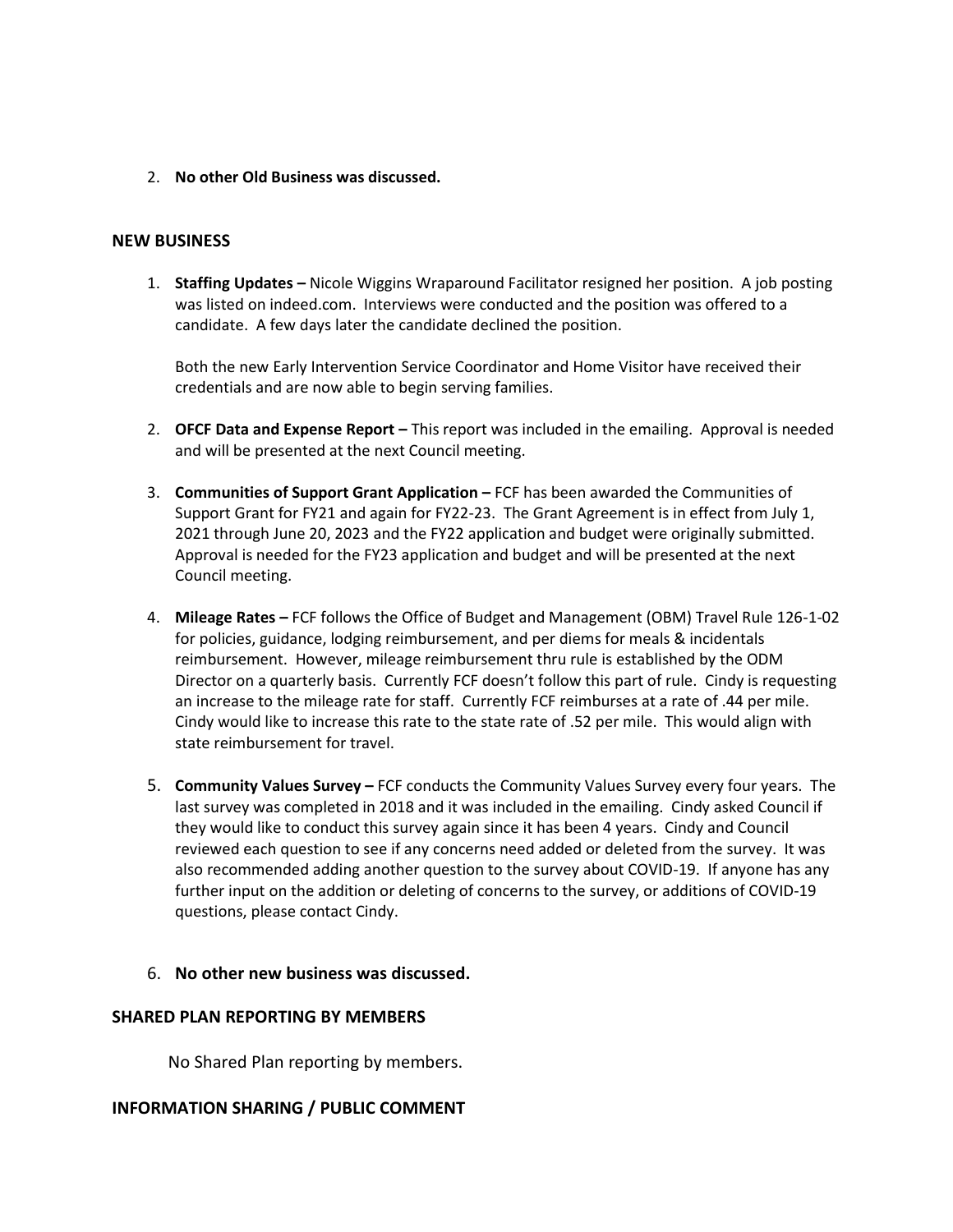2. **No other Old Business was discussed.**

## NEW BUSINESS

1. **Staffing Updates –** Nicole Wiggins Wraparound Facilitator resigned her position. A job posting was listed on indeed.com. Interviews were conducted and the position was offered to a candidate. A few days later the candidate declined the position.

   Both the new Early Intervention Service Coordinator and Home Visitor have received their credentials and are now able to begin serving families.

2. **OFCF Data and Expense Report –** This report was included in the emailing. Approval is needed and will be presented at the next Council meeting.

3. **Communities of Support Grant Application –** FCF has been awarded the Communities of Support Grant for FY21 and again for FY22-23. The Grant Agreement is in effect from July 1, 2021 through June 20, 2023 and the FY22 application and budget were originally submitted. Approval is needed for the FY23 application and budget and will be presented at the next Council meeting.

4. **Mileage Rates –** FCF follows the Office of Budget and Management (OBM) Travel Rule 126-1-02 for policies, guidance, lodging reimbursement, and per diems for meals & incidentals reimbursement. However, mileage reimbursement thru rule is established by the ODM Director on a quarterly basis. Currently FCF doesn't follow this part of rule. Cindy is requesting an increase to the mileage rate for staff. Currently FCF reimburses at a rate of .44 per mile. Cindy would like to increase this rate to the state rate of .52 per mile. This would align with state reimbursement for travel.

5. **Community Values Survey –** FCF conducts the Community Values Survey every four years. The last survey was completed in 2018 and it was included in the emailing. Cindy asked Council if they would like to conduct this survey again since it has been 4 years. Cindy and Council reviewed each question to see if any concerns need added or deleted from the survey. It was also recommended adding another question to the survey about COVID-19. If anyone has any further input on the addition or deleting of concerns to the survey, or additions of COVID-19 questions, please contact Cindy.

6. **No other new business was discussed.**

## SHARED PLAN REPORTING BY MEMBERS

No Shared Plan reporting by members.

## INFORMATION SHARING / PUBLIC COMMENT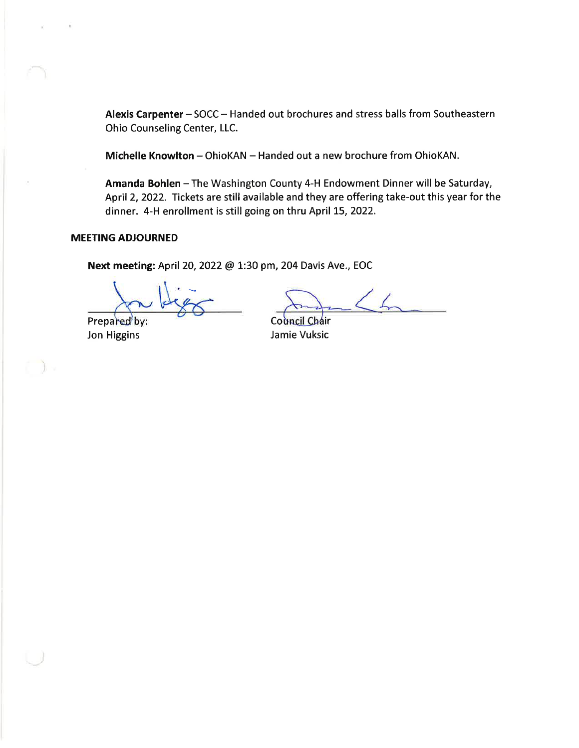**Alexis Carpenter** – SOCC – Handed out brochures and stress balls from Southeastern Ohio Counseling Center, LLC.

**Michelle Knowlton** – OhioKAN – Handed out a new brochure from OhioKAN.

**Amanda Bohlen** – The Washington County 4-H Endowment Dinner will be Saturday, April 2, 2022. Tickets are still available and they are offering take-out this year for the dinner. 4-H enrollment is still going on thru April 15, 2022.

**MEETING ADJOURNED**

**Next meeting:** April 20, 2022 @ 1:30 pm, 204 Davis Ave., EOC

Prepared by:
Jon Higgins

Council Chair
Jamie Vuksic